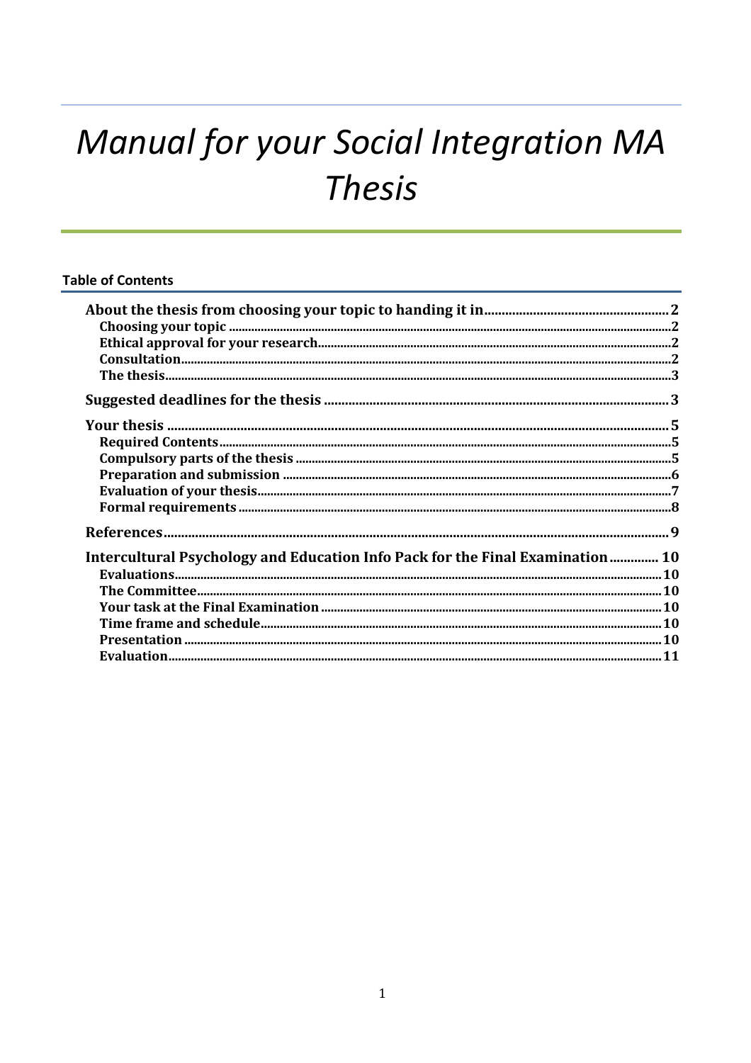# *Manual for your Social Integration MA Thesis*

**Table of Contents**

**About the thesis from choosing your topic to handing it in** .......... 2
- **Choosing your topic** .......... 2
- **Ethical approval for your research** .......... 2
- **Consultation** .......... 2
- **The thesis** .......... 3

**Suggested deadlines for the thesis** .......... 3

**Your thesis** .......... 5
- **Required Contents** .......... 5
- **Compulsory parts of the thesis** .......... 5
- **Preparation and submission** .......... 6
- **Evaluation of your thesis** .......... 7
- **Formal requirements** .......... 8

**References** .......... 9

**Intercultural Psychology and Education Info Pack for the Final Examination** .......... 10
- **Evaluations** .......... 10
- **The Committee** .......... 10
- **Your task at the Final Examination** .......... 10
- **Time frame and schedule** .......... 10
- **Presentation** .......... 10
- **Evaluation** .......... 11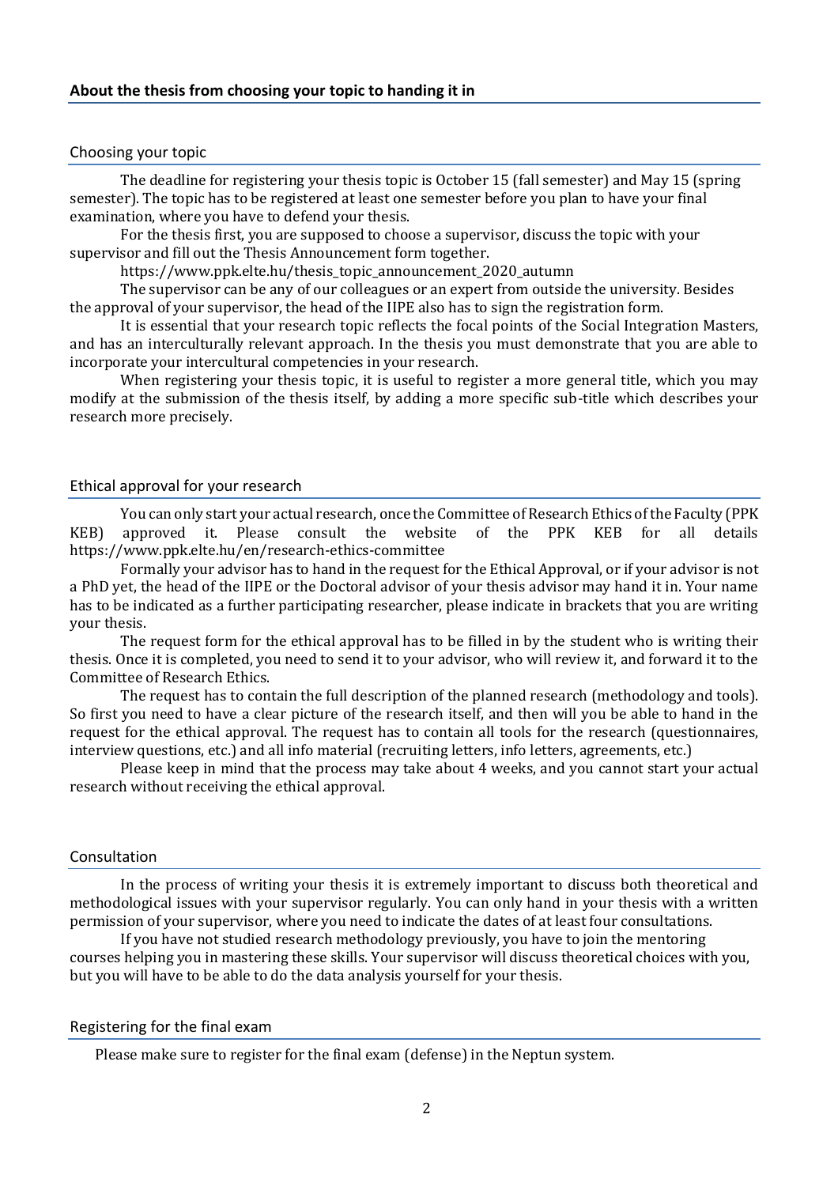## About the thesis from choosing your topic to handing it in

### Choosing your topic

The deadline for registering your thesis topic is October 15 (fall semester) and May 15 (spring semester). The topic has to be registered at least one semester before you plan to have your final examination, where you have to defend your thesis.

For the thesis first, you are supposed to choose a supervisor, discuss the topic with your supervisor and fill out the Thesis Announcement form together.

https://www.ppk.elte.hu/thesis_topic_announcement_2020_autumn

The supervisor can be any of our colleagues or an expert from outside the university. Besides the approval of your supervisor, the head of the IIPE also has to sign the registration form.

It is essential that your research topic reflects the focal points of the Social Integration Masters, and has an interculturally relevant approach. In the thesis you must demonstrate that you are able to incorporate your intercultural competencies in your research.

When registering your thesis topic, it is useful to register a more general title, which you may modify at the submission of the thesis itself, by adding a more specific sub-title which describes your research more precisely.

### Ethical approval for your research

You can only start your actual research, once the Committee of Research Ethics of the Faculty (PPK KEB) approved it. Please consult the website of the PPK KEB for all details https://www.ppk.elte.hu/en/research-ethics-committee

Formally your advisor has to hand in the request for the Ethical Approval, or if your advisor is not a PhD yet, the head of the IIPE or the Doctoral advisor of your thesis advisor may hand it in. Your name has to be indicated as a further participating researcher, please indicate in brackets that you are writing your thesis.

The request form for the ethical approval has to be filled in by the student who is writing their thesis. Once it is completed, you need to send it to your advisor, who will review it, and forward it to the Committee of Research Ethics.

The request has to contain the full description of the planned research (methodology and tools). So first you need to have a clear picture of the research itself, and then will you be able to hand in the request for the ethical approval. The request has to contain all tools for the research (questionnaires, interview questions, etc.) and all info material (recruiting letters, info letters, agreements, etc.)

Please keep in mind that the process may take about 4 weeks, and you cannot start your actual research without receiving the ethical approval.

### Consultation

In the process of writing your thesis it is extremely important to discuss both theoretical and methodological issues with your supervisor regularly. You can only hand in your thesis with a written permission of your supervisor, where you need to indicate the dates of at least four consultations.

If you have not studied research methodology previously, you have to join the mentoring courses helping you in mastering these skills. Your supervisor will discuss theoretical choices with you, but you will have to be able to do the data analysis yourself for your thesis.

### Registering for the final exam

Please make sure to register for the final exam (defense) in the Neptun system.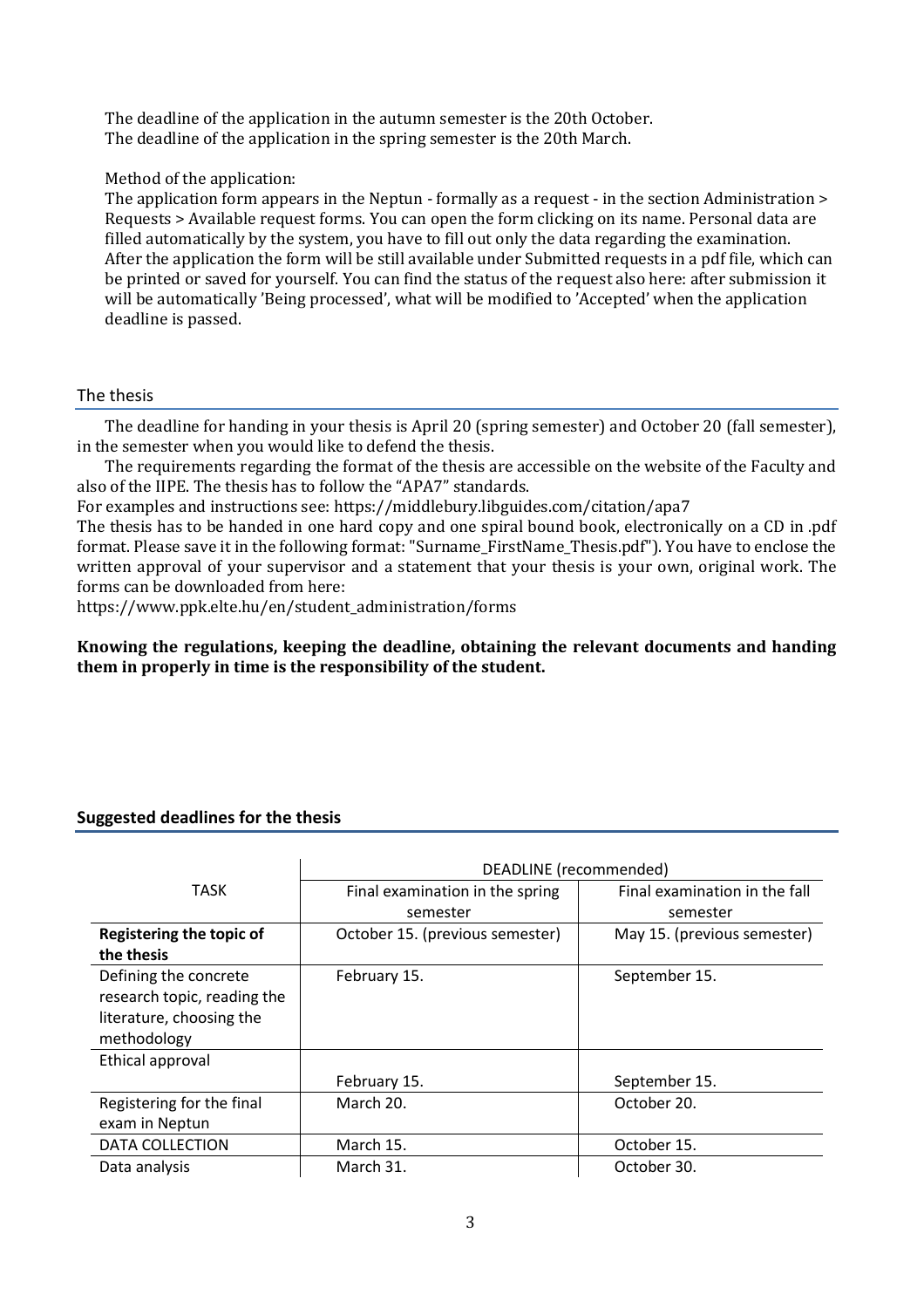The deadline of the application in the autumn semester is the 20th October.
The deadline of the application in the spring semester is the 20th March.

Method of the application:
The application form appears in the Neptun - formally as a request - in the section Administration > Requests > Available request forms. You can open the form clicking on its name. Personal data are filled automatically by the system, you have to fill out only the data regarding the examination. After the application the form will be still available under Submitted requests in a pdf file, which can be printed or saved for yourself. You can find the status of the request also here: after submission it will be automatically 'Being processed', what will be modified to 'Accepted' when the application deadline is passed.

## The thesis

The deadline for handing in your thesis is April 20 (spring semester) and October 20 (fall semester), in the semester when you would like to defend the thesis.

The requirements regarding the format of the thesis are accessible on the website of the Faculty and also of the IIPE. The thesis has to follow the "APA7" standards.
For examples and instructions see: https://middlebury.libguides.com/citation/apa7
The thesis has to be handed in one hard copy and one spiral bound book, electronically on a CD in .pdf format. Please save it in the following format: "Surname_FirstName_Thesis.pdf"). You have to enclose the written approval of your supervisor and a statement that your thesis is your own, original work. The forms can be downloaded from here:
https://www.ppk.elte.hu/en/student_administration/forms

**Knowing the regulations, keeping the deadline, obtaining the relevant documents and handing them in properly in time is the responsibility of the student.**

## Suggested deadlines for the thesis

| TASK | DEADLINE (recommended) | |
|---|---|---|
| | Final examination in the spring semester | Final examination in the fall semester |
| **Registering the topic of the thesis** | October 15. (previous semester) | May 15. (previous semester) |
| Defining the concrete research topic, reading the literature, choosing the methodology | February 15. | September 15. |
| Ethical approval | February 15. | September 15. |
| Registering for the final exam in Neptun | March 20. | October 20. |
| DATA COLLECTION | March 15. | October 15. |
| Data analysis | March 31. | October 30. |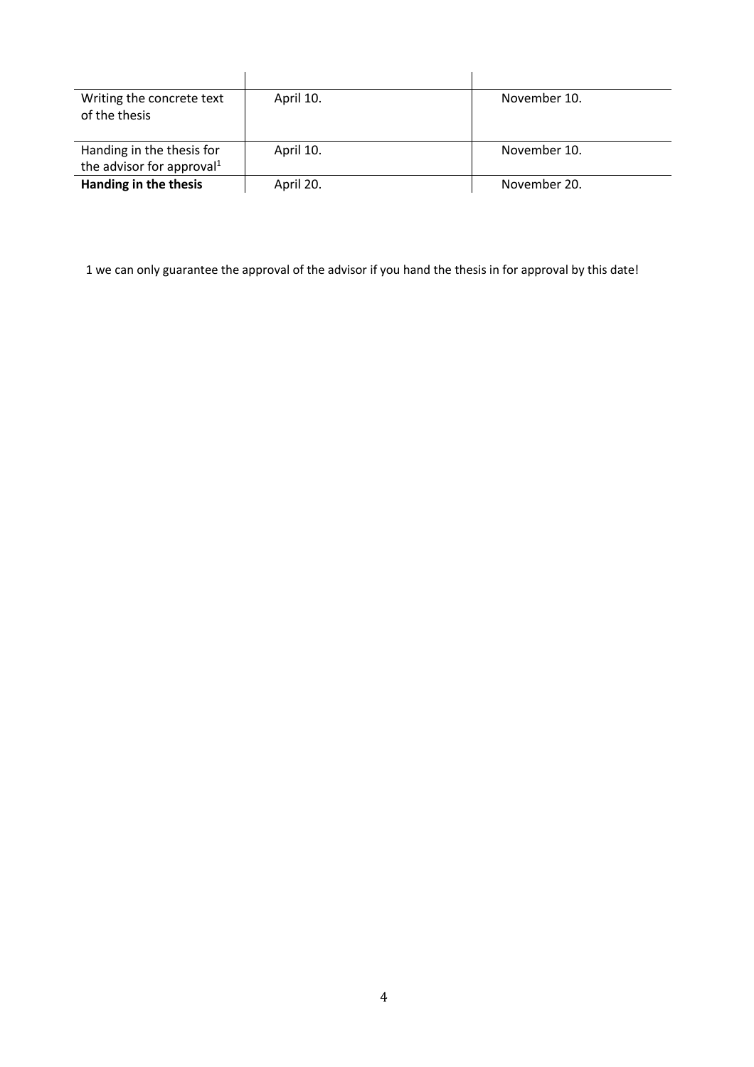| | | |
|---|---|---|
| Writing the concrete text of the thesis | April 10. | November 10. |
| Handing in the thesis for the advisor for approval[1] | April 10. | November 10. |
| **Handing in the thesis** | April 20. | November 20. |

1 we can only guarantee the approval of the advisor if you hand the thesis in for approval by this date!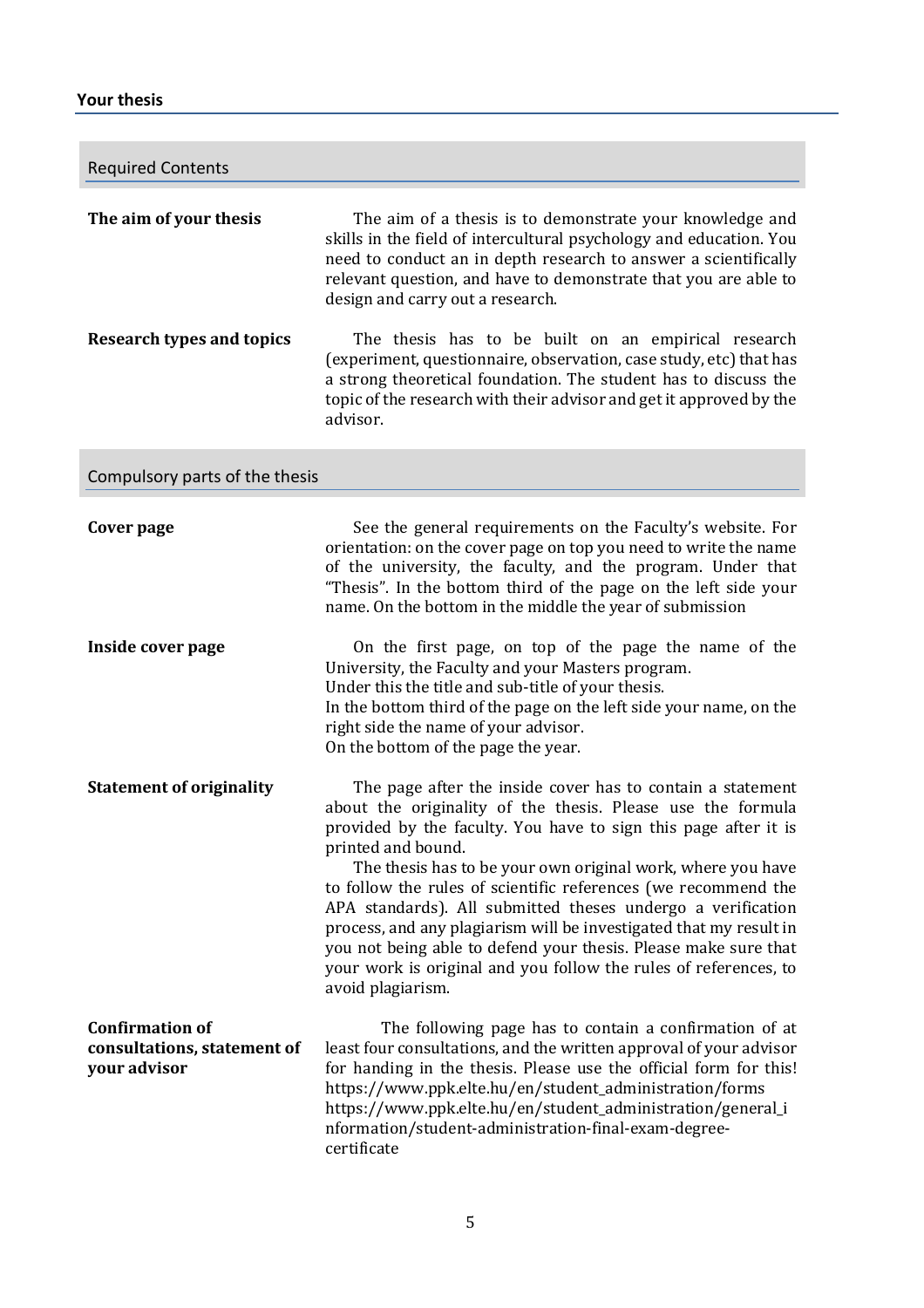## Your thesis

### Required Contents

**The aim of your thesis**

The aim of a thesis is to demonstrate your knowledge and skills in the field of intercultural psychology and education. You need to conduct an in depth research to answer a scientifically relevant question, and have to demonstrate that you are able to design and carry out a research.

**Research types and topics**

The thesis has to be built on an empirical research (experiment, questionnaire, observation, case study, etc) that has a strong theoretical foundation. The student has to discuss the topic of the research with their advisor and get it approved by the advisor.

### Compulsory parts of the thesis

**Cover page**

See the general requirements on the Faculty's website. For orientation: on the cover page on top you need to write the name of the university, the faculty, and the program. Under that "Thesis". In the bottom third of the page on the left side your name. On the bottom in the middle the year of submission

**Inside cover page**

On the first page, on top of the page the name of the University, the Faculty and your Masters program.
Under this the title and sub-title of your thesis.
In the bottom third of the page on the left side your name, on the right side the name of your advisor.
On the bottom of the page the year.

**Statement of originality**

The page after the inside cover has to contain a statement about the originality of the thesis. Please use the formula provided by the faculty. You have to sign this page after it is printed and bound.

The thesis has to be your own original work, where you have to follow the rules of scientific references (we recommend the APA standards). All submitted theses undergo a verification process, and any plagiarism will be investigated that my result in you not being able to defend your thesis. Please make sure that your work is original and you follow the rules of references, to avoid plagiarism.

**Confirmation of consultations, statement of your advisor**

The following page has to contain a confirmation of at least four consultations, and the written approval of your advisor for handing in the thesis. Please use the official form for this!
https://www.ppk.elte.hu/en/student_administration/forms
https://www.ppk.elte.hu/en/student_administration/general_information/student-administration-final-exam-degree-certificate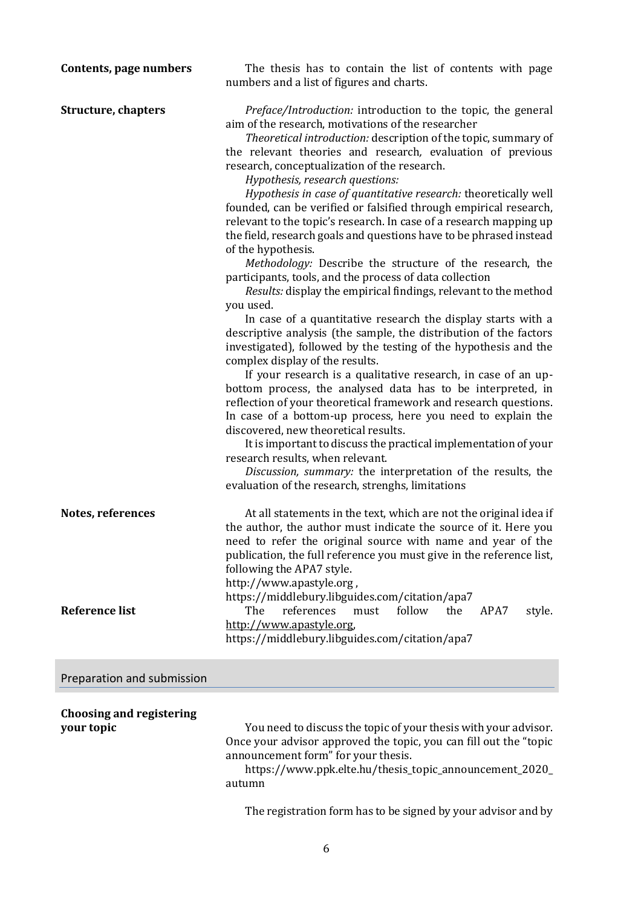**Contents, page numbers**

The thesis has to contain the list of contents with page numbers and a list of figures and charts.

**Structure, chapters**

*Preface/Introduction:* introduction to the topic, the general aim of the research, motivations of the researcher

*Theoretical introduction:* description of the topic, summary of the relevant theories and research*,* evaluation of previous research, conceptualization of the research.

*Hypothesis, research questions:*

*Hypothesis in case of quantitative research:* theoretically well founded, can be verified or falsified through empirical research, relevant to the topic's research. In case of a research mapping up the field, research goals and questions have to be phrased instead of the hypothesis.

*Methodology:* Describe the structure of the research, the participants, tools, and the process of data collection

*Results:* display the empirical findings, relevant to the method you used.

In case of a quantitative research the display starts with a descriptive analysis (the sample, the distribution of the factors investigated), followed by the testing of the hypothesis and the complex display of the results.

If your research is a qualitative research, in case of an up-bottom process, the analysed data has to be interpreted, in reflection of your theoretical framework and research questions. In case of a bottom-up process, here you need to explain the discovered, new theoretical results.

It is important to discuss the practical implementation of your research results, when relevant.

*Discussion, summary:* the interpretation of the results, the evaluation of the research, strenghs, limitations

**Notes, references**

At all statements in the text, which are not the original idea if the author, the author must indicate the source of it. Here you need to refer the original source with name and year of the publication, the full reference you must give in the reference list, following the APA7 style.
http://www.apastyle.org ,
https://middlebury.libguides.com/citation/apa7

**Reference list**

The references must follow the APA7 style. http://www.apastyle.org,
https://middlebury.libguides.com/citation/apa7

## Preparation and submission

**Choosing and registering your topic**

You need to discuss the topic of your thesis with your advisor. Once your advisor approved the topic, you can fill out the "topic announcement form" for your thesis.

https://www.ppk.elte.hu/thesis_topic_announcement_2020_autumn

The registration form has to be signed by your advisor and by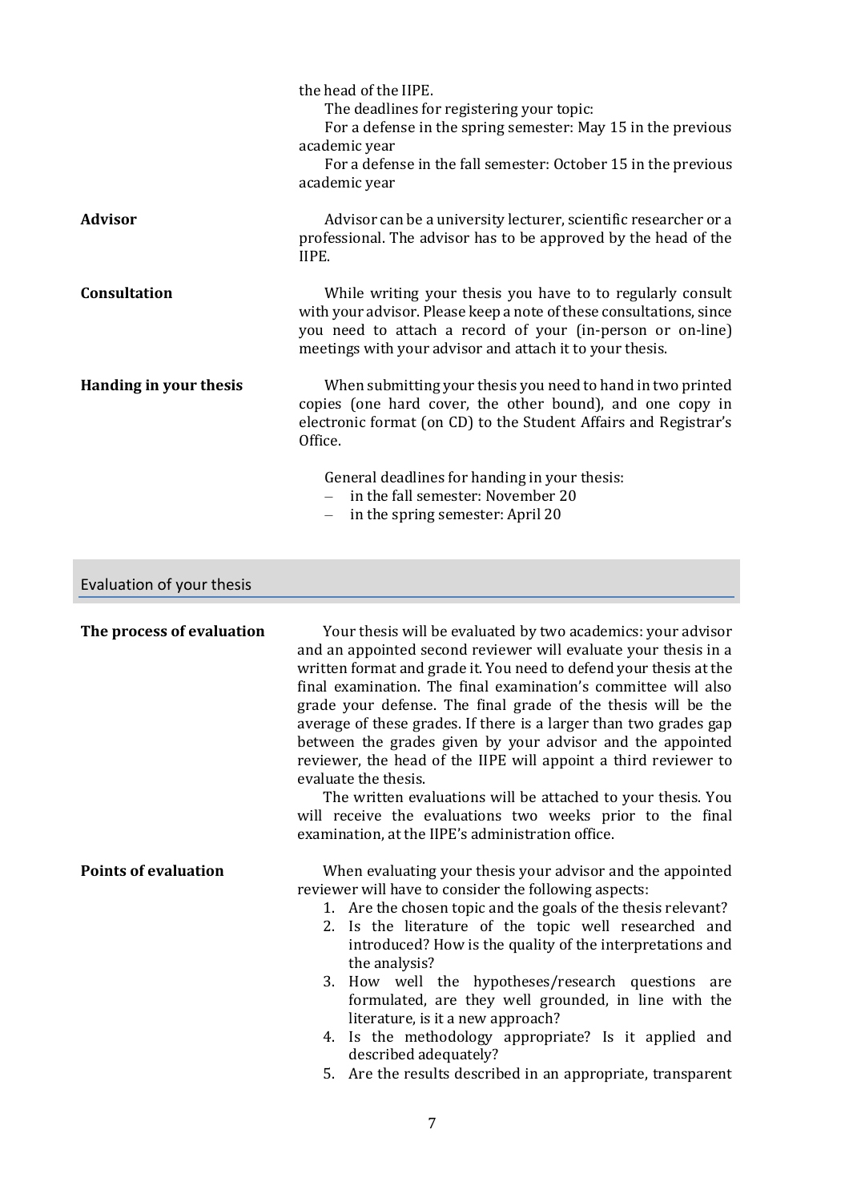the head of the IIPE.

The deadlines for registering your topic:

For a defense in the spring semester: May 15 in the previous academic year

For a defense in the fall semester: October 15 in the previous academic year

**Advisor**

Advisor can be a university lecturer, scientific researcher or a professional. The advisor has to be approved by the head of the IIPE.

**Consultation**

While writing your thesis you have to to regularly consult with your advisor. Please keep a note of these consultations, since you need to attach a record of your (in-person or on-line) meetings with your advisor and attach it to your thesis.

**Handing in your thesis**

When submitting your thesis you need to hand in two printed copies (one hard cover, the other bound), and one copy in electronic format (on CD) to the Student Affairs and Registrar's Office.

General deadlines for handing in your thesis:

- in the fall semester: November 20
- in the spring semester: April 20

## Evaluation of your thesis

**The process of evaluation**

Your thesis will be evaluated by two academics: your advisor and an appointed second reviewer will evaluate your thesis in a written format and grade it. You need to defend your thesis at the final examination. The final examination's committee will also grade your defense. The final grade of the thesis will be the average of these grades. If there is a larger than two grades gap between the grades given by your advisor and the appointed reviewer, the head of the IIPE will appoint a third reviewer to evaluate the thesis.

The written evaluations will be attached to your thesis. You will receive the evaluations two weeks prior to the final examination, at the IIPE's administration office.

**Points of evaluation**

When evaluating your thesis your advisor and the appointed reviewer will have to consider the following aspects:

1. Are the chosen topic and the goals of the thesis relevant?
2. Is the literature of the topic well researched and introduced? How is the quality of the interpretations and the analysis?
3. How well the hypotheses/research questions are formulated, are they well grounded, in line with the literature, is it a new approach?
4. Is the methodology appropriate? Is it applied and described adequately?
5. Are the results described in an appropriate, transparent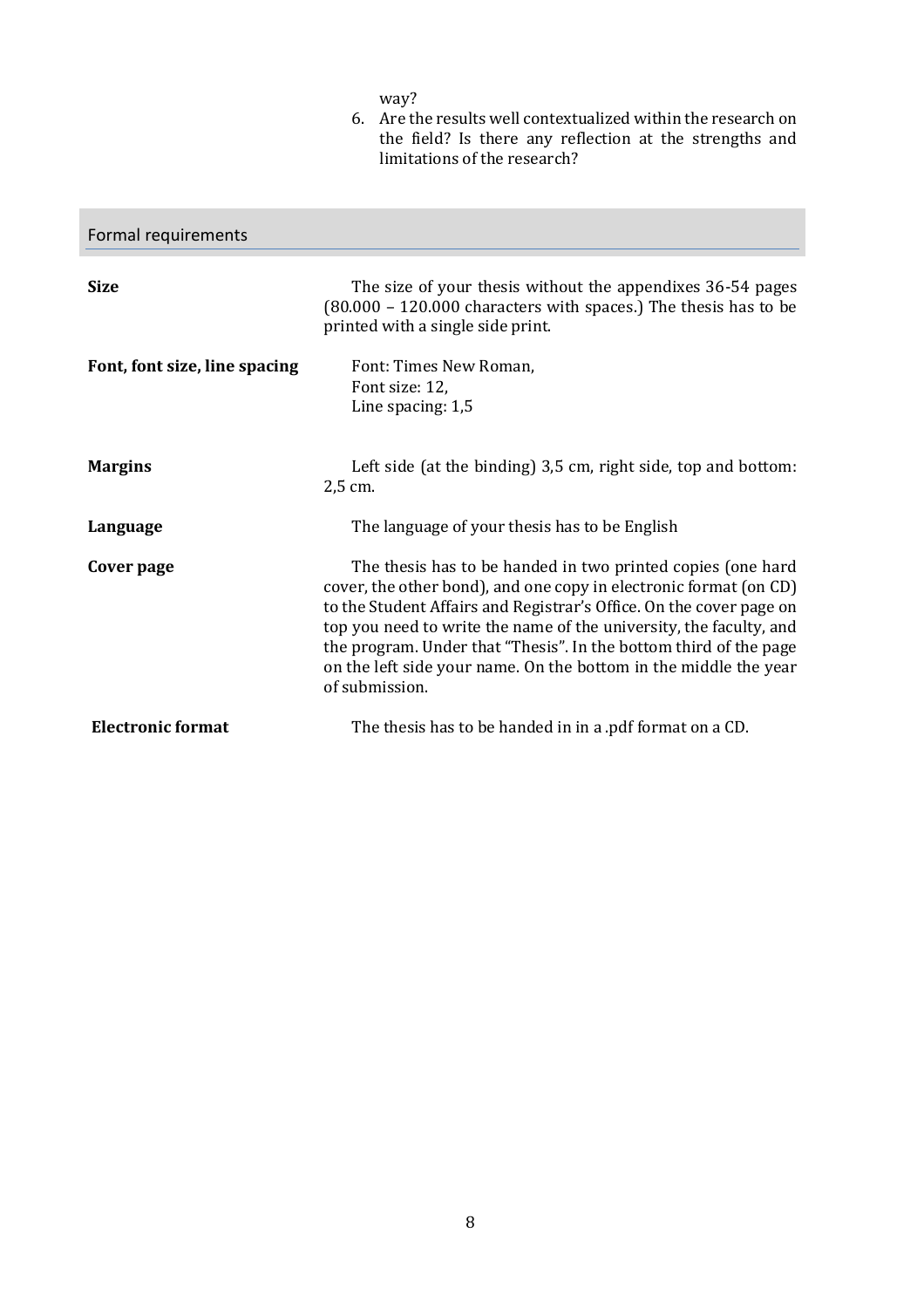way?

6. Are the results well contextualized within the research on the field? Is there any reflection at the strengths and limitations of the research?

## Formal requirements

**Size**

The size of your thesis without the appendixes 36-54 pages (80.000 – 120.000 characters with spaces.) The thesis has to be printed with a single side print.

**Font, font size, line spacing**

Font: Times New Roman,
Font size: 12,
Line spacing: 1,5

**Margins**

Left side (at the binding) 3,5 cm, right side, top and bottom: 2,5 cm.

**Language**

The language of your thesis has to be English

**Cover page**

The thesis has to be handed in two printed copies (one hard cover, the other bond), and one copy in electronic format (on CD) to the Student Affairs and Registrar's Office. On the cover page on top you need to write the name of the university, the faculty, and the program. Under that "Thesis". In the bottom third of the page on the left side your name. On the bottom in the middle the year of submission.

**Electronic format**

The thesis has to be handed in in a .pdf format on a CD.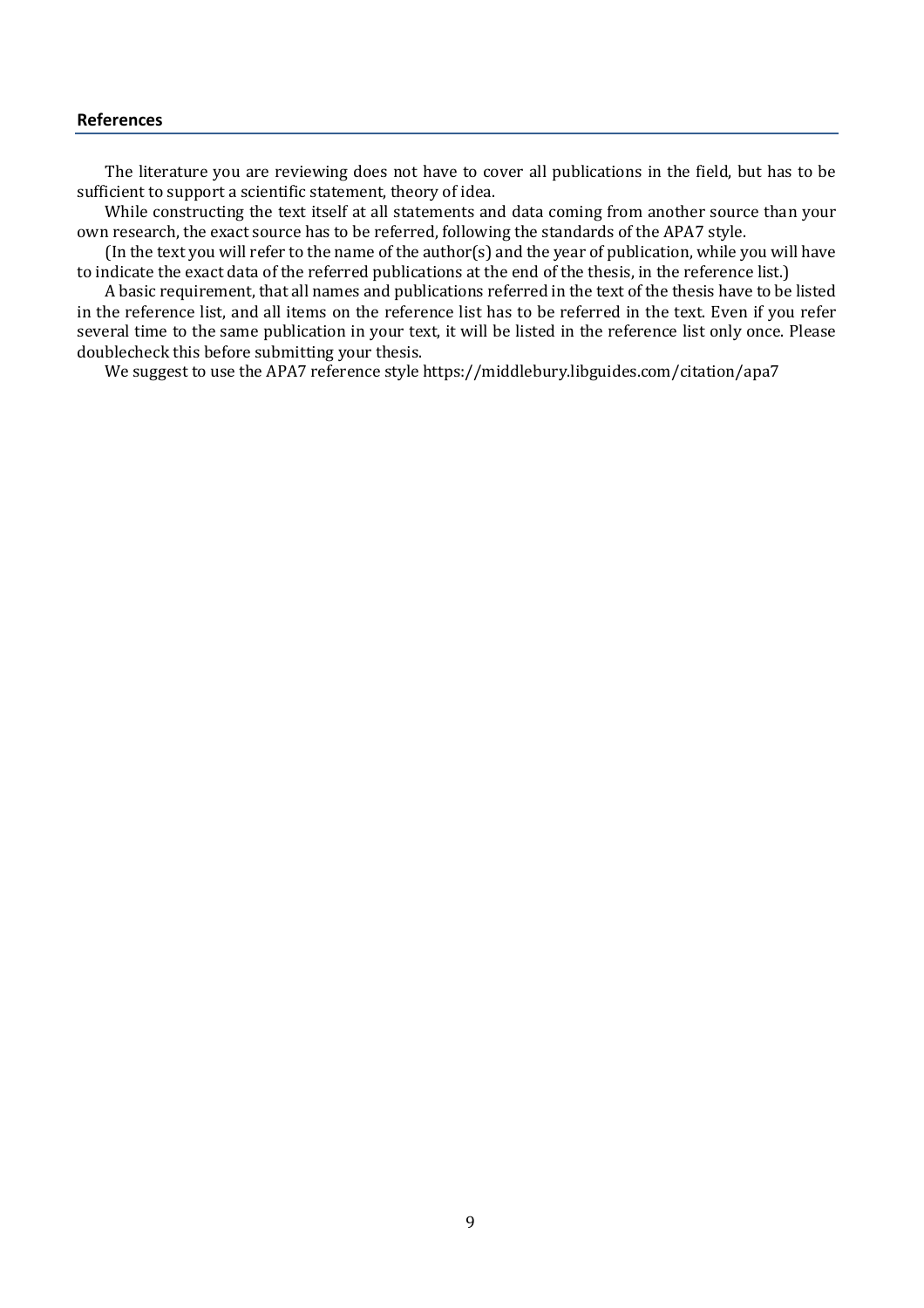## References

The literature you are reviewing does not have to cover all publications in the field, but has to be sufficient to support a scientific statement, theory of idea.

While constructing the text itself at all statements and data coming from another source than your own research, the exact source has to be referred, following the standards of the APA7 style.

(In the text you will refer to the name of the author(s) and the year of publication, while you will have to indicate the exact data of the referred publications at the end of the thesis, in the reference list.)

A basic requirement, that all names and publications referred in the text of the thesis have to be listed in the reference list, and all items on the reference list has to be referred in the text. Even if you refer several time to the same publication in your text, it will be listed in the reference list only once. Please doublecheck this before submitting your thesis.

We suggest to use the APA7 reference style https://middlebury.libguides.com/citation/apa7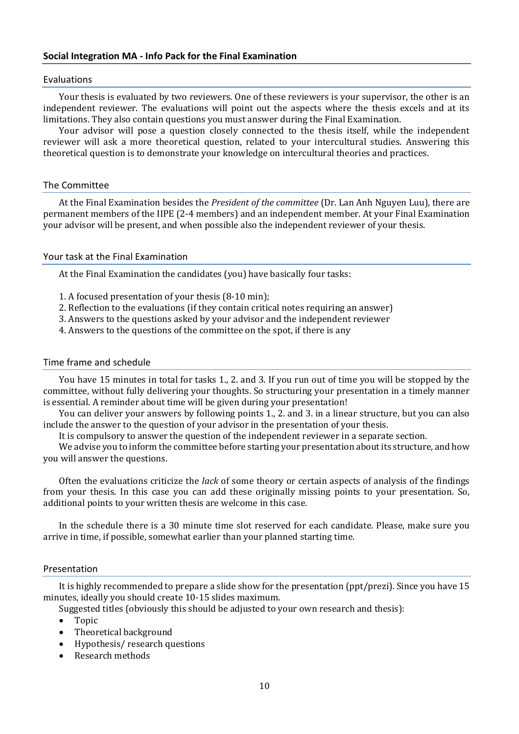## Social Integration MA - Info Pack for the Final Examination

### Evaluations

Your thesis is evaluated by two reviewers. One of these reviewers is your supervisor, the other is an independent reviewer. The evaluations will point out the aspects where the thesis excels and at its limitations. They also contain questions you must answer during the Final Examination.

Your advisor will pose a question closely connected to the thesis itself, while the independent reviewer will ask a more theoretical question, related to your intercultural studies. Answering this theoretical question is to demonstrate your knowledge on intercultural theories and practices.

### The Committee

At the Final Examination besides the *President of the committee* (Dr. Lan Anh Nguyen Luu), there are permanent members of the IIPE (2-4 members) and an independent member. At your Final Examination your advisor will be present, and when possible also the independent reviewer of your thesis.

### Your task at the Final Examination

At the Final Examination the candidates (you) have basically four tasks:

1. A focused presentation of your thesis (8-10 min);
2. Reflection to the evaluations (if they contain critical notes requiring an answer)
3. Answers to the questions asked by your advisor and the independent reviewer
4. Answers to the questions of the committee on the spot, if there is any

### Time frame and schedule

You have 15 minutes in total for tasks 1., 2. and 3. If you run out of time you will be stopped by the committee, without fully delivering your thoughts. So structuring your presentation in a timely manner is essential. A reminder about time will be given during your presentation!

You can deliver your answers by following points 1., 2. and 3. in a linear structure, but you can also include the answer to the question of your advisor in the presentation of your thesis.

It is compulsory to answer the question of the independent reviewer in a separate section.

We advise you to inform the committee before starting your presentation about its structure, and how you will answer the questions.

Often the evaluations criticize the *lack* of some theory or certain aspects of analysis of the findings from your thesis. In this case you can add these originally missing points to your presentation. So, additional points to your written thesis are welcome in this case.

In the schedule there is a 30 minute time slot reserved for each candidate. Please, make sure you arrive in time, if possible, somewhat earlier than your planned starting time.

### Presentation

It is highly recommended to prepare a slide show for the presentation (ppt/prezi). Since you have 15 minutes, ideally you should create 10-15 slides maximum.

Suggested titles (obviously this should be adjusted to your own research and thesis):

- Topic
- Theoretical background
- Hypothesis/ research questions
- Research methods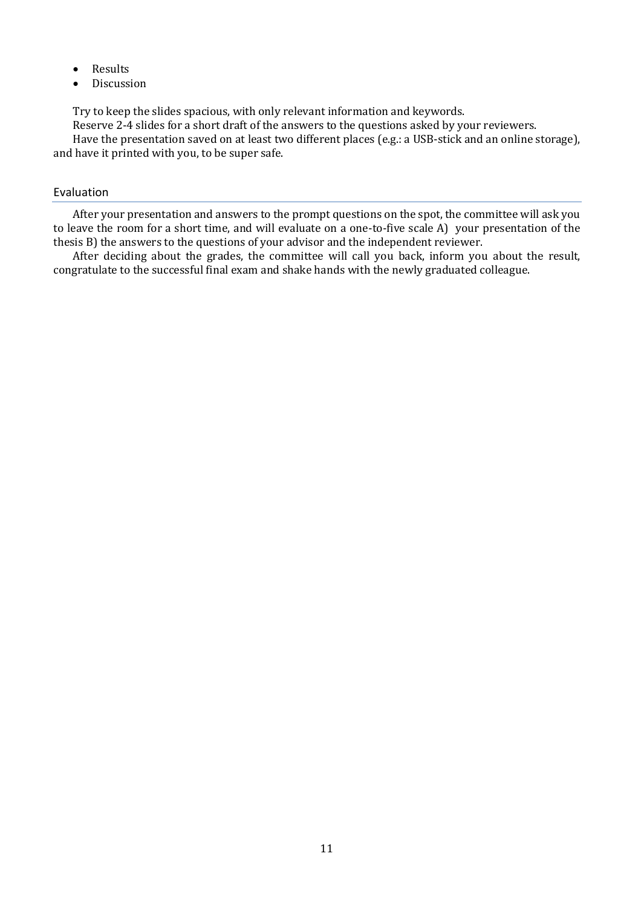- Results
- Discussion

Try to keep the slides spacious, with only relevant information and keywords.

Reserve 2-4 slides for a short draft of the answers to the questions asked by your reviewers.

Have the presentation saved on at least two different places (e.g.: a USB-stick and an online storage), and have it printed with you, to be super safe.

## Evaluation

After your presentation and answers to the prompt questions on the spot, the committee will ask you to leave the room for a short time, and will evaluate on a one-to-five scale A)  your presentation of the thesis B) the answers to the questions of your advisor and the independent reviewer.

After deciding about the grades, the committee will call you back, inform you about the result, congratulate to the successful final exam and shake hands with the newly graduated colleague.